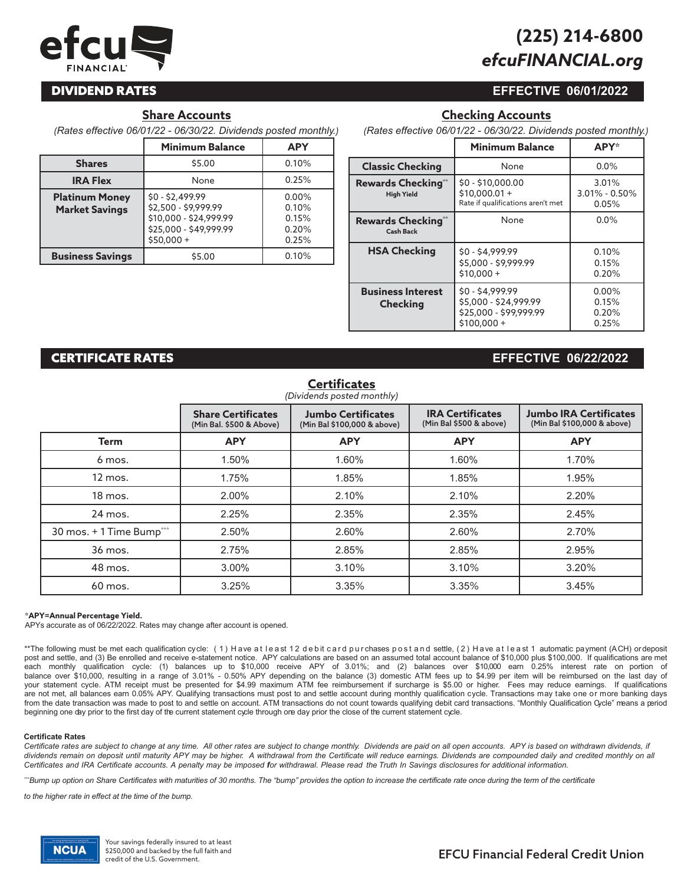# efcu FINANCIAL

**(225) 214-6800**
***efcuFINANCIAL.org***

## DIVIDEND RATES — EFFECTIVE 06/01/2022

### Share Accounts

*(Rates effective 06/01/22 - 06/30/22. Dividends posted monthly.)*

| | Minimum Balance | APY |
|---|---|---|
| **Shares** | $5.00 | 0.10% |
| **IRA Flex** | None | 0.25% |
| **Platinum Money Market Savings** | $0 - $2,499.99<br>$2,500 - $9,999.99<br>$10,000 - $24,999.99<br>$25,000 - $49,999.99<br>$50,000 + | 0.00%<br>0.10%<br>0.15%<br>0.20%<br>0.25% |
| **Business Savings** | $5.00 | 0.10% |

### Checking Accounts

*(Rates effective 06/01/22 - 06/30/22. Dividends posted monthly.)*

| | Minimum Balance | APY* |
|---|---|---|
| **Classic Checking** | None | 0.0% |
| **Rewards Checking**** High Yield | $0 - $10,000.00<br>$10,000.01 +<br>Rate if qualifications aren't met | 3.01%<br>3.01% - 0.50%<br>0.05% |
| **Rewards Checking**** Cash Back | None | 0.0% |
| **HSA Checking** | $0 - $4,999.99<br>$5,000 - $9,999.99<br>$10,000 + | 0.10%<br>0.15%<br>0.20% |
| **Business Interest Checking** | $0 - $4,999.99<br>$5,000 - $24,999.99<br>$25,000 - $99,999.99<br>$100,000 + | 0.00%<br>0.15%<br>0.20%<br>0.25% |

## CERTIFICATE RATES — EFFECTIVE 06/22/2022

### Certificates

*(Dividends posted monthly)*

| | **Share Certificates** (Min Bal. $500 & Above) | **Jumbo Certificates** (Min Bal $100,000 & above) | **IRA Certificates** (Min Bal $500 & above) | **Jumbo IRA Certificates** (Min Bal $100,000 & above) |
|---|---|---|---|---|
| **Term** | **APY** | **APY** | **APY** | **APY** |
| 6 mos. | 1.50% | 1.60% | 1.60% | 1.70% |
| 12 mos. | 1.75% | 1.85% | 1.85% | 1.95% |
| 18 mos. | 2.00% | 2.10% | 2.10% | 2.20% |
| 24 mos. | 2.25% | 2.35% | 2.35% | 2.45% |
| 30 mos. + 1 Time Bump*** | 2.50% | 2.60% | 2.60% | 2.70% |
| 36 mos. | 2.75% | 2.85% | 2.85% | 2.95% |
| 48 mos. | 3.00% | 3.10% | 3.10% | 3.20% |
| 60 mos. | 3.25% | 3.35% | 3.35% | 3.45% |

***APY=Annual Percentage Yield.**
APYs accurate as of 06/22/2022. Rates may change after account is opened.

**The following must be met each qualification cycle: (1) Have at least 12 debit card purchases post and settle, (2) Have at least 1 automatic payment (ACH) or deposit post and settle, and (3) Be enrolled and receive e-statement notice. APY calculations are based on an assumed total account balance of $10,000 plus $100,000. If qualifications are met each monthly qualification cycle: (1) balances up to $10,000 receive APY of 3.01%; and (2) balances over $10,000 earn 0.25% interest rate on portion of balance over $10,000, resulting in a range of 3.01% - 0.50% APY depending on the balance (3) domestic ATM fees up to $4.99 per item will be reimbursed on the last day of your statement cycle. ATM receipt must be presented for $4.99 maximum ATM fee reimbursement if surcharge is $5.00 or higher. Fees may reduce earnings. If qualifications are not met, all balances earn 0.05% APY. Qualifying transactions must post to and settle account during monthly qualification cycle. Transactions may take one or more banking days from the date transaction was made to post to and settle on account. ATM transactions do not count towards qualifying debit card transactions. "Monthly Qualification Cycle" means a period beginning one day prior to the first day of the current statement cycle through one day prior the close of the current statement cycle.

**Certificate Rates**

*Certificate rates are subject to change at any time. All other rates are subject to change monthly. Dividends are paid on all open accounts. APY is based on withdrawn dividends, if dividends remain on deposit until maturity APY may be higher. A withdrawal from the Certificate will reduce earnings. Dividends are compounded daily and credited monthly on all Certificates and IRA Certificate accounts. A penalty may be imposed for withdrawal. Please read the Truth In Savings disclosures for additional information.*

****Bump up option on Share Certificates with maturities of 30 months. The "bump" provides the option to increase the certificate rate once during the term of the certificate to the higher rate in effect at the time of the bump.*

NCUA — Your savings federally insured to at least $250,000 and backed by the full faith and credit of the U.S. Government.

EFCU Financial Federal Credit Union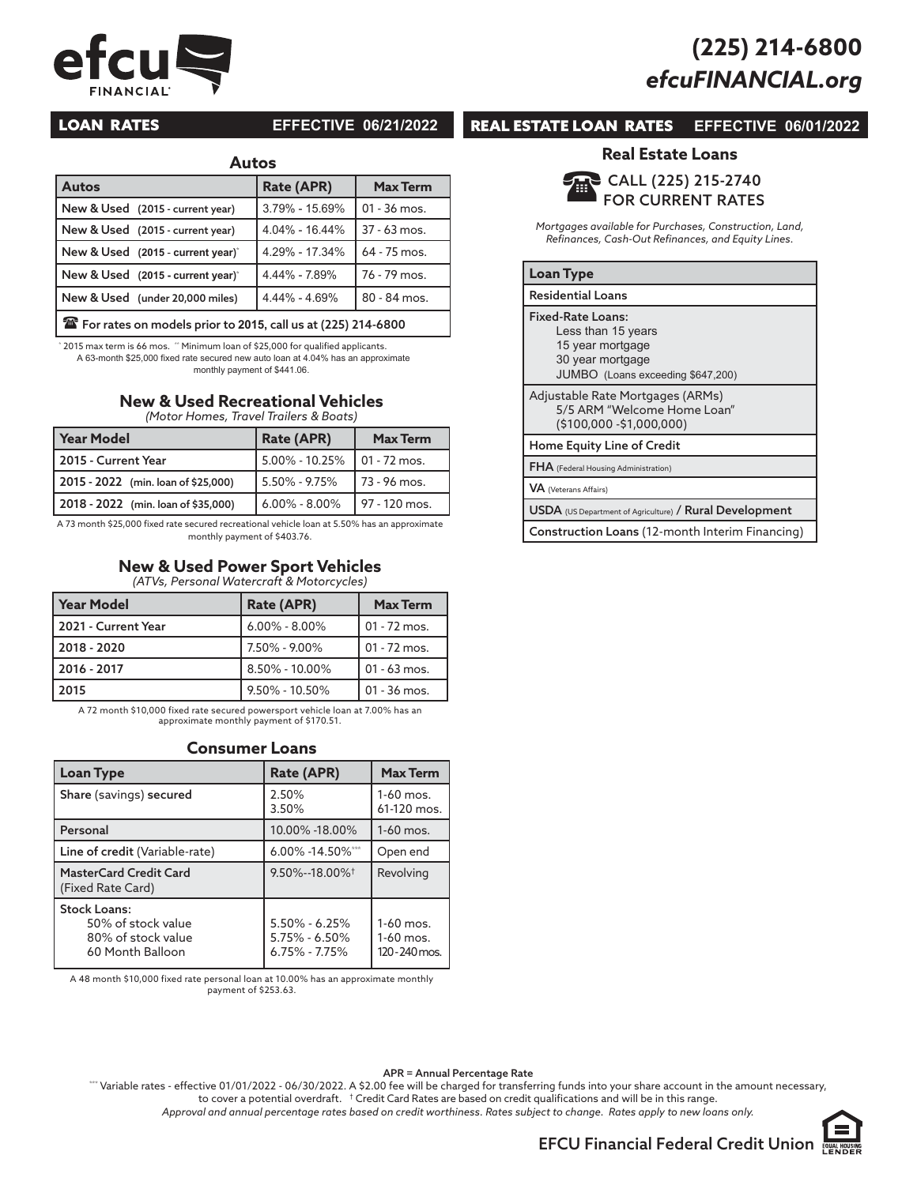efcu FINANCIAL

**(225) 214-6800**
***efcuFINANCIAL.org***

## LOAN RATES — EFFECTIVE 06/21/2022

### Autos

| Autos | Rate (APR) | Max Term |
|---|---|---|
| New & Used (2015 - current year) | 3.79% - 15.69% | 01 - 36 mos. |
| New & Used (2015 - current year) | 4.04% - 16.44% | 37 - 63 mos. |
| New & Used (2015 - current year)* | 4.29% - 17.34% | 64 - 75 mos. |
| New & Used (2015 - current year)* | 4.44% - 7.89% | 76 - 79 mos. |
| New & Used (under 20,000 miles) | 4.44% - 4.69% | 80 - 84 mos. |
| For rates on models prior to 2015, call us at (225) 214-6800 | | |

* 2015 max term is 66 mos. ** Minimum loan of $25,000 for qualified applicants.
A 63-month $25,000 fixed rate secured new auto loan at 4.04% has an approximate monthly payment of $441.06.

### New & Used Recreational Vehicles

*(Motor Homes, Travel Trailers & Boats)*

| Year Model | Rate (APR) | Max Term |
|---|---|---|
| 2015 - Current Year | 5.00% - 10.25% | 01 - 72 mos. |
| 2015 - 2022 (min. loan of $25,000) | 5.50% - 9.75% | 73 - 96 mos. |
| 2018 - 2022 (min. loan of $35,000) | 6.00% - 8.00% | 97 - 120 mos. |

A 73 month $25,000 fixed rate secured recreational vehicle loan at 5.50% has an approximate monthly payment of $403.76.

### New & Used Power Sport Vehicles

*(ATVs, Personal Watercraft & Motorcycles)*

| Year Model | Rate (APR) | Max Term |
|---|---|---|
| 2021 - Current Year | 6.00% - 8.00% | 01 - 72 mos. |
| 2018 - 2020 | 7.50% - 9.00% | 01 - 72 mos. |
| 2016 - 2017 | 8.50% - 10.00% | 01 - 63 mos. |
| 2015 | 9.50% - 10.50% | 01 - 36 mos. |

A 72 month $10,000 fixed rate secured powersport vehicle loan at 7.00% has an approximate monthly payment of $170.51.

### Consumer Loans

| Loan Type | Rate (APR) | Max Term |
|---|---|---|
| Share (savings) secured | 2.50%<br>3.50% | 1-60 mos.<br>61-120 mos. |
| Personal | 10.00% -18.00% | 1-60 mos. |
| Line of credit (Variable-rate) | 6.00% -14.50%*** | Open end |
| MasterCard Credit Card (Fixed Rate Card) | 9.50%--18.00%† | Revolving |
| Stock Loans:<br>50% of stock value<br>80% of stock value<br>60 Month Balloon | <br>5.50% - 6.25%<br>5.75% - 6.50%<br>6.75% - 7.75% | <br>1-60 mos.<br>1-60 mos.<br>120-240 mos. |

A 48 month $10,000 fixed rate personal loan at 10.00% has an approximate monthly payment of $253.63.

## REAL ESTATE LOAN RATES — EFFECTIVE 06/01/2022

### Real Estate Loans

CALL (225) 215-2740 FOR CURRENT RATES

*Mortgages available for Purchases, Construction, Land, Refinances, Cash-Out Refinances, and Equity Lines.*

| Loan Type |
|---|
| Residential Loans |
| Fixed-Rate Loans:<br>Less than 15 years<br>15 year mortgage<br>30 year mortgage<br>JUMBO (Loans exceeding $647,200) |
| Adjustable Rate Mortgages (ARMs)<br>5/5 ARM "Welcome Home Loan"<br>($100,000 -$1,000,000) |
| Home Equity Line of Credit |
| FHA (Federal Housing Administration) |
| VA (Veterans Affairs) |
| USDA (US Department of Agriculture) / Rural Development |
| Construction Loans (12-month Interim Financing) |

**APR = Annual Percentage Rate**

*** Variable rates - effective 01/01/2022 - 06/30/2022. A $2.00 fee will be charged for transferring funds into your share account in the amount necessary, to cover a potential overdraft. † Credit Card Rates are based on credit qualifications and will be in this range.
*Approval and annual percentage rates based on credit worthiness. Rates subject to change. Rates apply to new loans only.*

EFCU Financial Federal Credit Union — EQUAL HOUSING LENDER